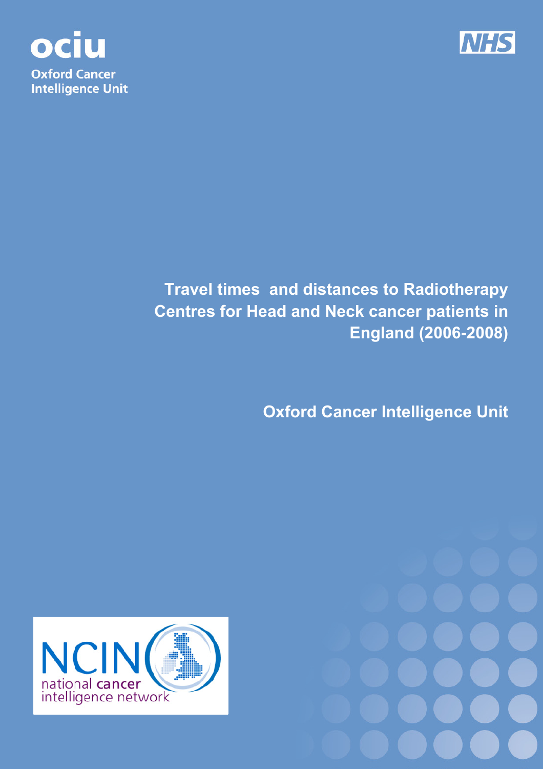ociu

Oxford Cancer Intelligence Unit

NHS

# Travel times and distances to Radiotherapy Centres for Head and Neck cancer patients in England (2006-2008)

## Oxford Cancer Intelligence Unit

NCIN national cancer intelligence network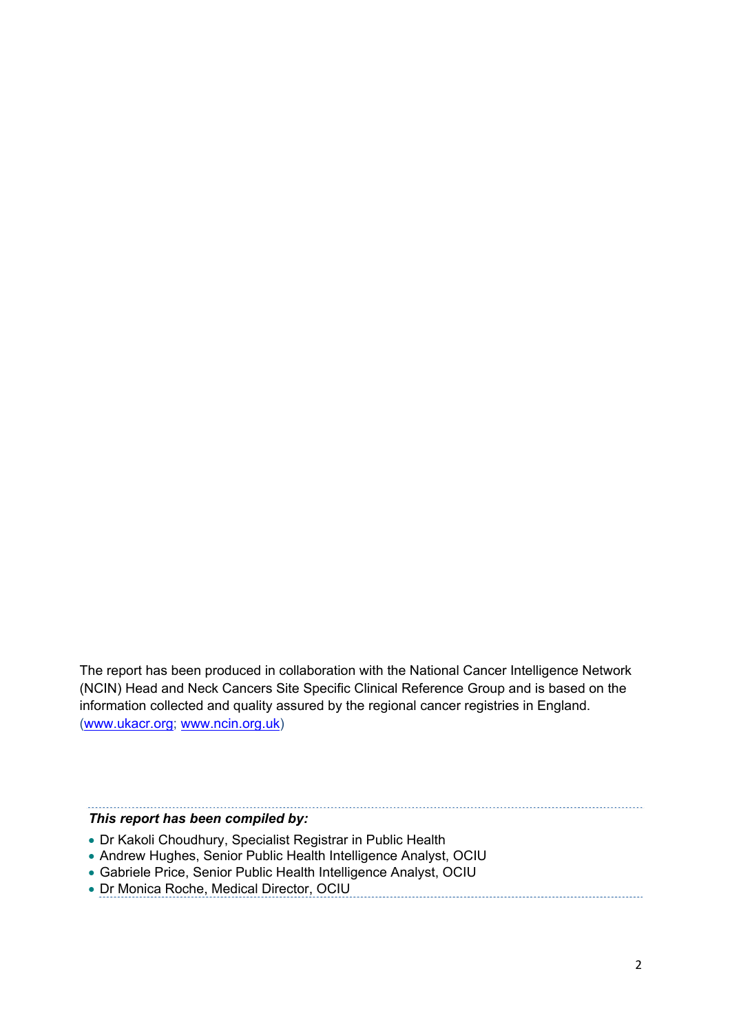The report has been produced in collaboration with the National Cancer Intelligence Network (NCIN) Head and Neck Cancers Site Specific Clinical Reference Group and is based on the information collected and quality assured by the regional cancer registries in England. ([www.ukacr.org](http://www.ukacr.org); [www.ncin.org.uk](http://www.ncin.org.uk))

***This report has been compiled by:***

- Dr Kakoli Choudhury, Specialist Registrar in Public Health
- Andrew Hughes, Senior Public Health Intelligence Analyst, OCIU
- Gabriele Price, Senior Public Health Intelligence Analyst, OCIU
- Dr Monica Roche, Medical Director, OCIU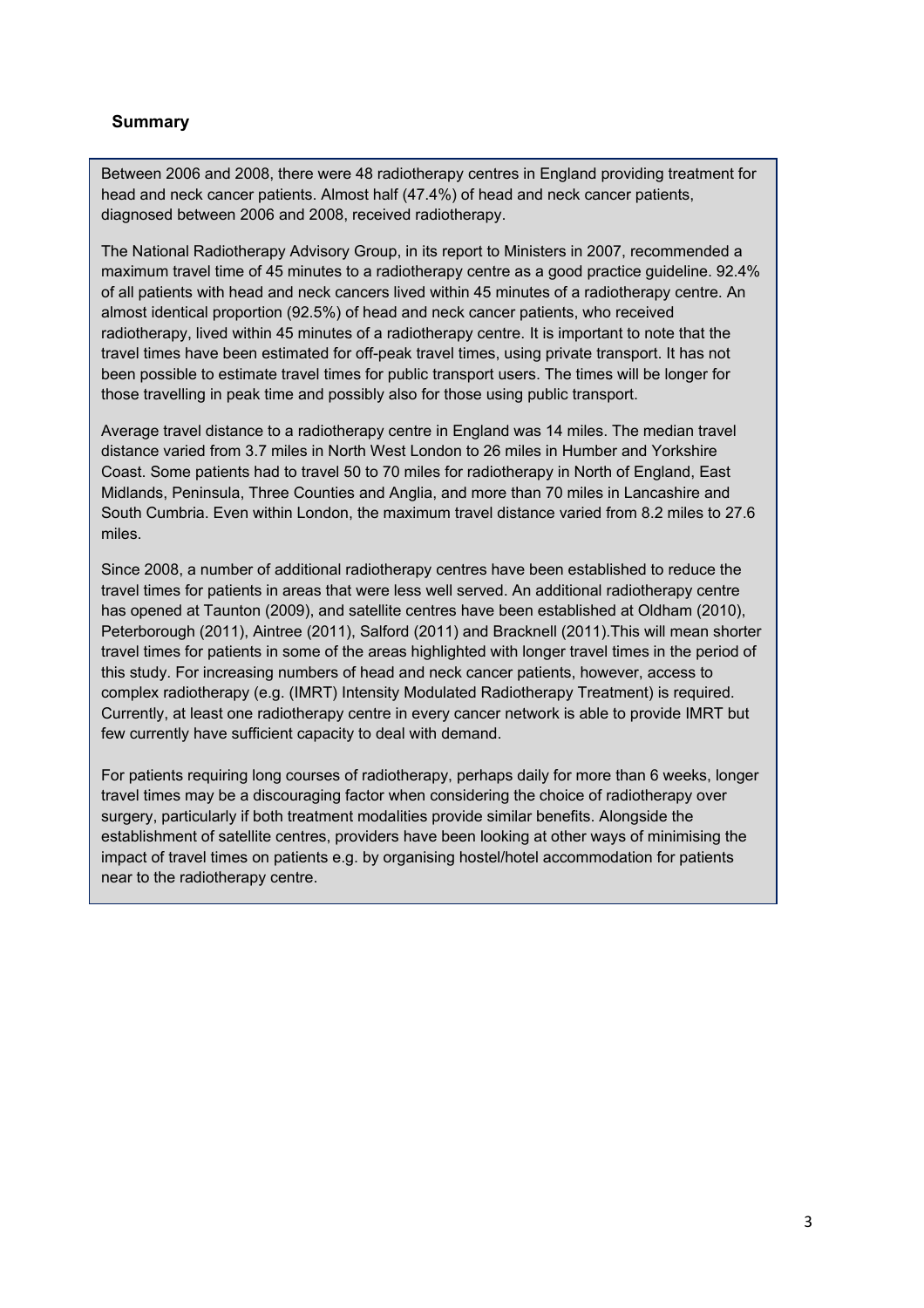## Summary

Between 2006 and 2008, there were 48 radiotherapy centres in England providing treatment for head and neck cancer patients. Almost half (47.4%) of head and neck cancer patients, diagnosed between 2006 and 2008, received radiotherapy.

The National Radiotherapy Advisory Group, in its report to Ministers in 2007, recommended a maximum travel time of 45 minutes to a radiotherapy centre as a good practice guideline. 92.4% of all patients with head and neck cancers lived within 45 minutes of a radiotherapy centre. An almost identical proportion (92.5%) of head and neck cancer patients, who received radiotherapy, lived within 45 minutes of a radiotherapy centre. It is important to note that the travel times have been estimated for off-peak travel times, using private transport. It has not been possible to estimate travel times for public transport users. The times will be longer for those travelling in peak time and possibly also for those using public transport.

Average travel distance to a radiotherapy centre in England was 14 miles. The median travel distance varied from 3.7 miles in North West London to 26 miles in Humber and Yorkshire Coast. Some patients had to travel 50 to 70 miles for radiotherapy in North of England, East Midlands, Peninsula, Three Counties and Anglia, and more than 70 miles in Lancashire and South Cumbria. Even within London, the maximum travel distance varied from 8.2 miles to 27.6 miles.

Since 2008, a number of additional radiotherapy centres have been established to reduce the travel times for patients in areas that were less well served. An additional radiotherapy centre has opened at Taunton (2009), and satellite centres have been established at Oldham (2010), Peterborough (2011), Aintree (2011), Salford (2011) and Bracknell (2011).This will mean shorter travel times for patients in some of the areas highlighted with longer travel times in the period of this study. For increasing numbers of head and neck cancer patients, however, access to complex radiotherapy (e.g. (IMRT) Intensity Modulated Radiotherapy Treatment) is required. Currently, at least one radiotherapy centre in every cancer network is able to provide IMRT but few currently have sufficient capacity to deal with demand.

For patients requiring long courses of radiotherapy, perhaps daily for more than 6 weeks, longer travel times may be a discouraging factor when considering the choice of radiotherapy over surgery, particularly if both treatment modalities provide similar benefits. Alongside the establishment of satellite centres, providers have been looking at other ways of minimising the impact of travel times on patients e.g. by organising hostel/hotel accommodation for patients near to the radiotherapy centre.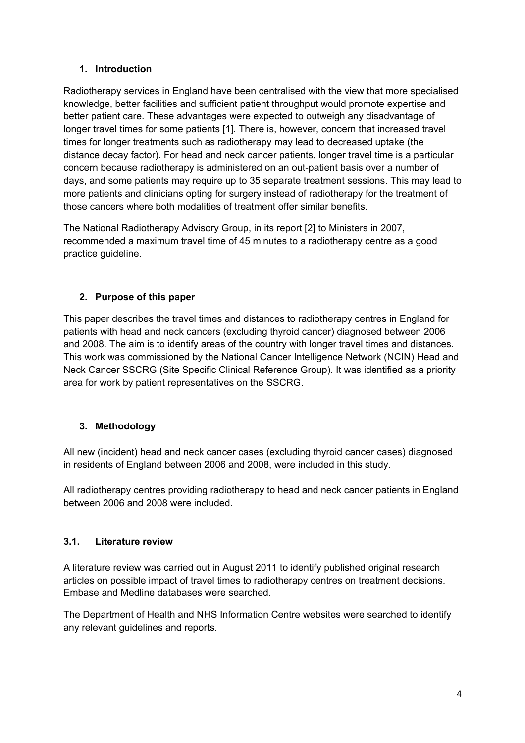## 1. Introduction

Radiotherapy services in England have been centralised with the view that more specialised knowledge, better facilities and sufficient patient throughput would promote expertise and better patient care. These advantages were expected to outweigh any disadvantage of longer travel times for some patients [1]. There is, however, concern that increased travel times for longer treatments such as radiotherapy may lead to decreased uptake (the distance decay factor). For head and neck cancer patients, longer travel time is a particular concern because radiotherapy is administered on an out-patient basis over a number of days, and some patients may require up to 35 separate treatment sessions. This may lead to more patients and clinicians opting for surgery instead of radiotherapy for the treatment of those cancers where both modalities of treatment offer similar benefits.

The National Radiotherapy Advisory Group, in its report [2] to Ministers in 2007, recommended a maximum travel time of 45 minutes to a radiotherapy centre as a good practice guideline.

## 2. Purpose of this paper

This paper describes the travel times and distances to radiotherapy centres in England for patients with head and neck cancers (excluding thyroid cancer) diagnosed between 2006 and 2008. The aim is to identify areas of the country with longer travel times and distances. This work was commissioned by the National Cancer Intelligence Network (NCIN) Head and Neck Cancer SSCRG (Site Specific Clinical Reference Group). It was identified as a priority area for work by patient representatives on the SSCRG.

## 3. Methodology

All new (incident) head and neck cancer cases (excluding thyroid cancer cases) diagnosed in residents of England between 2006 and 2008, were included in this study.

All radiotherapy centres providing radiotherapy to head and neck cancer patients in England between 2006 and 2008 were included.

### 3.1. Literature review

A literature review was carried out in August 2011 to identify published original research articles on possible impact of travel times to radiotherapy centres on treatment decisions. Embase and Medline databases were searched.

The Department of Health and NHS Information Centre websites were searched to identify any relevant guidelines and reports.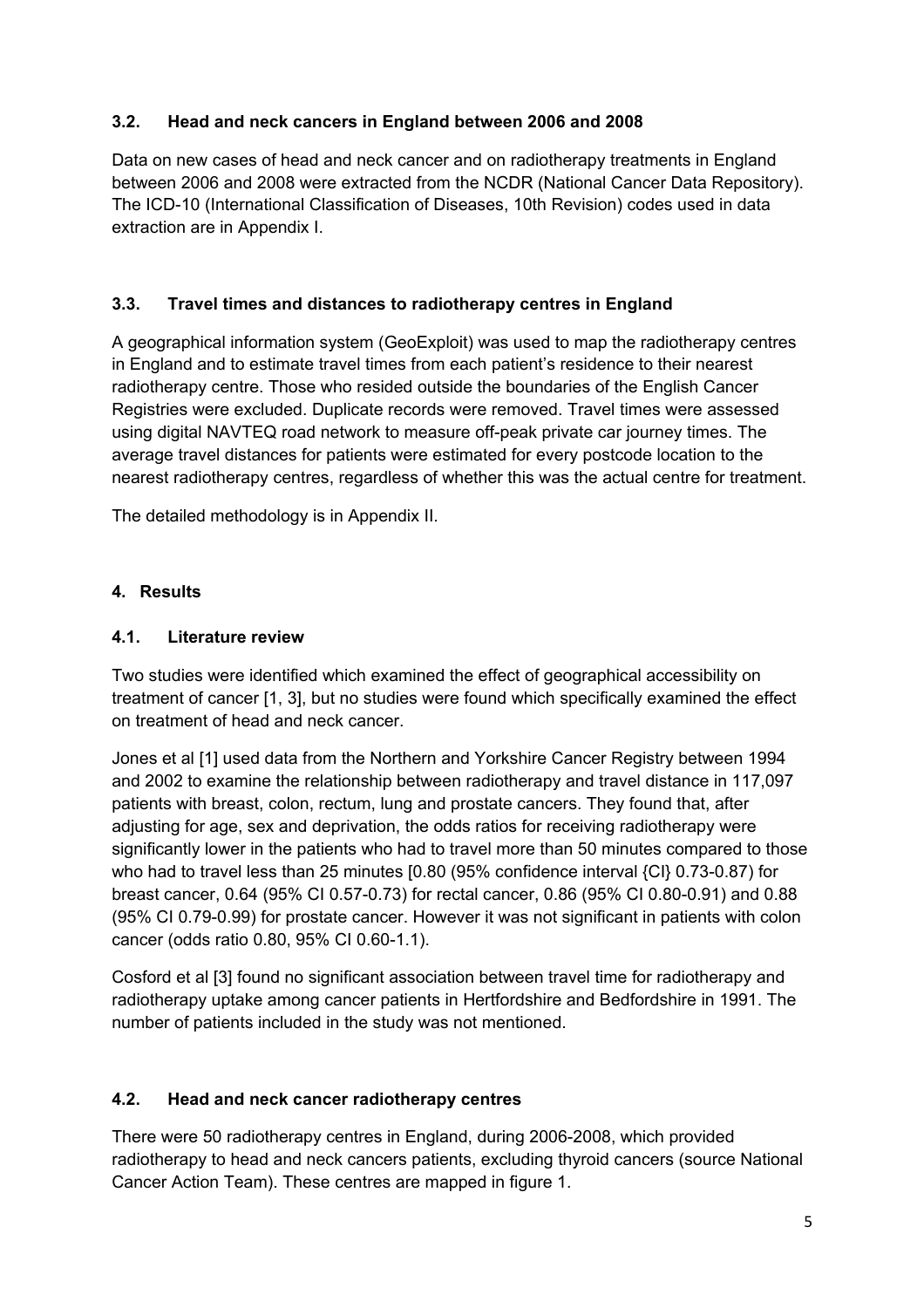### 3.2. Head and neck cancers in England between 2006 and 2008

Data on new cases of head and neck cancer and on radiotherapy treatments in England between 2006 and 2008 were extracted from the NCDR (National Cancer Data Repository). The ICD-10 (International Classification of Diseases, 10th Revision) codes used in data extraction are in Appendix I.

### 3.3. Travel times and distances to radiotherapy centres in England

A geographical information system (GeoExploit) was used to map the radiotherapy centres in England and to estimate travel times from each patient's residence to their nearest radiotherapy centre. Those who resided outside the boundaries of the English Cancer Registries were excluded. Duplicate records were removed. Travel times were assessed using digital NAVTEQ road network to measure off-peak private car journey times. The average travel distances for patients were estimated for every postcode location to the nearest radiotherapy centres, regardless of whether this was the actual centre for treatment.

The detailed methodology is in Appendix II.

## 4. Results

### 4.1. Literature review

Two studies were identified which examined the effect of geographical accessibility on treatment of cancer [1, 3], but no studies were found which specifically examined the effect on treatment of head and neck cancer.

Jones et al [1] used data from the Northern and Yorkshire Cancer Registry between 1994 and 2002 to examine the relationship between radiotherapy and travel distance in 117,097 patients with breast, colon, rectum, lung and prostate cancers. They found that, after adjusting for age, sex and deprivation, the odds ratios for receiving radiotherapy were significantly lower in the patients who had to travel more than 50 minutes compared to those who had to travel less than 25 minutes [0.80 (95% confidence interval {CI} 0.73-0.87) for breast cancer, 0.64 (95% CI 0.57-0.73) for rectal cancer, 0.86 (95% CI 0.80-0.91) and 0.88 (95% CI 0.79-0.99) for prostate cancer. However it was not significant in patients with colon cancer (odds ratio 0.80, 95% CI 0.60-1.1).

Cosford et al [3] found no significant association between travel time for radiotherapy and radiotherapy uptake among cancer patients in Hertfordshire and Bedfordshire in 1991. The number of patients included in the study was not mentioned.

### 4.2. Head and neck cancer radiotherapy centres

There were 50 radiotherapy centres in England, during 2006-2008, which provided radiotherapy to head and neck cancers patients, excluding thyroid cancers (source National Cancer Action Team). These centres are mapped in figure 1.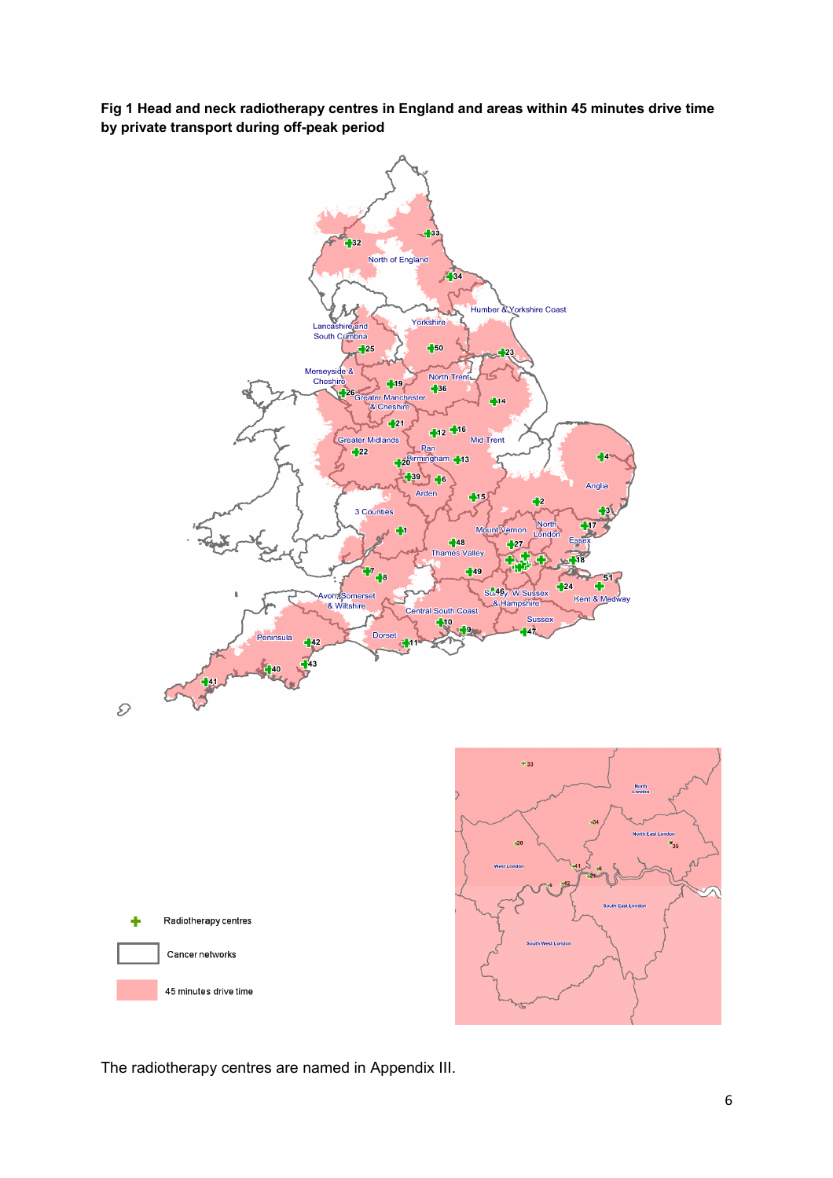**Fig 1 Head and neck radiotherapy centres in England and areas within 45 minutes drive time by private transport during off-peak period**

The radiotherapy centres are named in Appendix III.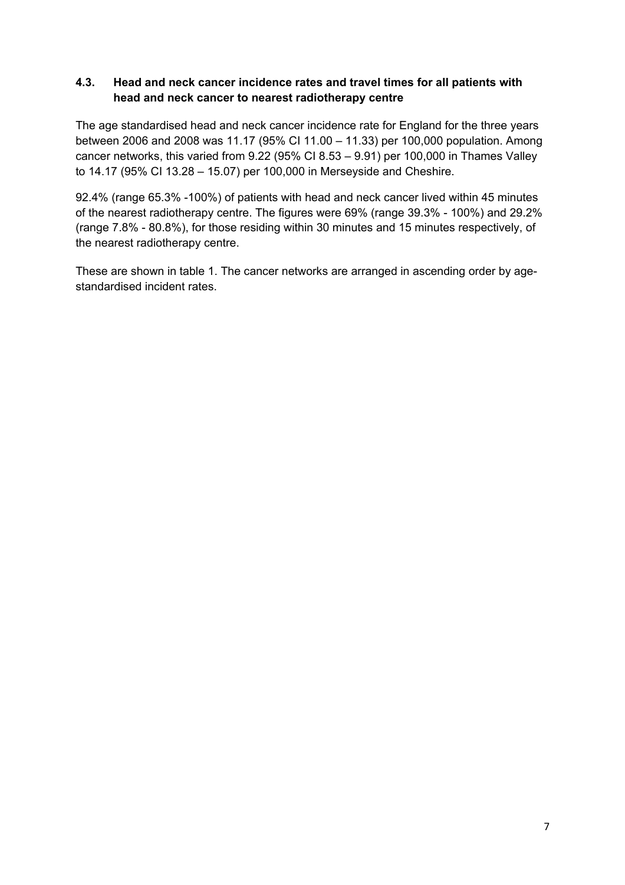## 4.3. Head and neck cancer incidence rates and travel times for all patients with head and neck cancer to nearest radiotherapy centre

The age standardised head and neck cancer incidence rate for England for the three years between 2006 and 2008 was 11.17 (95% CI 11.00 – 11.33) per 100,000 population. Among cancer networks, this varied from 9.22 (95% CI 8.53 – 9.91) per 100,000 in Thames Valley to 14.17 (95% CI 13.28 – 15.07) per 100,000 in Merseyside and Cheshire.

92.4% (range 65.3% -100%) of patients with head and neck cancer lived within 45 minutes of the nearest radiotherapy centre. The figures were 69% (range 39.3% - 100%) and 29.2% (range 7.8% - 80.8%), for those residing within 30 minutes and 15 minutes respectively, of the nearest radiotherapy centre.

These are shown in table 1. The cancer networks are arranged in ascending order by age-standardised incident rates.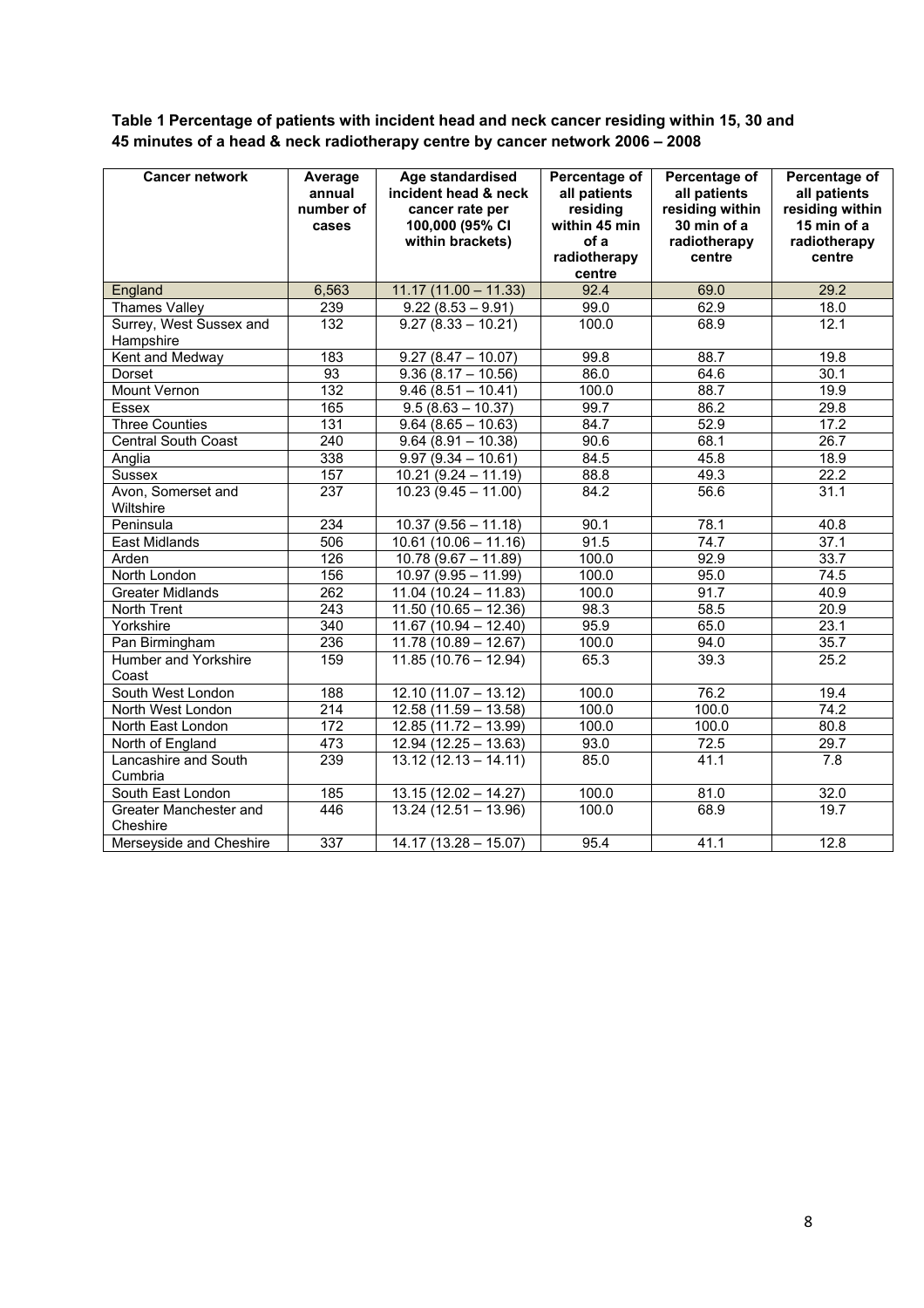**Table 1 Percentage of patients with incident head and neck cancer residing within 15, 30 and 45 minutes of a head & neck radiotherapy centre by cancer network 2006 – 2008**

| Cancer network | Average annual number of cases | Age standardised incident head & neck cancer rate per 100,000 (95% CI within brackets) | Percentage of all patients residing within 45 min of a radiotherapy centre | Percentage of all patients residing within 30 min of a radiotherapy centre | Percentage of all patients residing within 15 min of a radiotherapy centre |
|---|---|---|---|---|---|
| England | 6,563 | 11.17 (11.00 – 11.33) | 92.4 | 69.0 | 29.2 |
| Thames Valley | 239 | 9.22 (8.53 – 9.91) | 99.0 | 62.9 | 18.0 |
| Surrey, West Sussex and Hampshire | 132 | 9.27 (8.33 – 10.21) | 100.0 | 68.9 | 12.1 |
| Kent and Medway | 183 | 9.27 (8.47 – 10.07) | 99.8 | 88.7 | 19.8 |
| Dorset | 93 | 9.36 (8.17 – 10.56) | 86.0 | 64.6 | 30.1 |
| Mount Vernon | 132 | 9.46 (8.51 – 10.41) | 100.0 | 88.7 | 19.9 |
| Essex | 165 | 9.5 (8.63 – 10.37) | 99.7 | 86.2 | 29.8 |
| Three Counties | 131 | 9.64 (8.65 – 10.63) | 84.7 | 52.9 | 17.2 |
| Central South Coast | 240 | 9.64 (8.91 – 10.38) | 90.6 | 68.1 | 26.7 |
| Anglia | 338 | 9.97 (9.34 – 10.61) | 84.5 | 45.8 | 18.9 |
| Sussex | 157 | 10.21 (9.24 – 11.19) | 88.8 | 49.3 | 22.2 |
| Avon, Somerset and Wiltshire | 237 | 10.23 (9.45 – 11.00) | 84.2 | 56.6 | 31.1 |
| Peninsula | 234 | 10.37 (9.56 – 11.18) | 90.1 | 78.1 | 40.8 |
| East Midlands | 506 | 10.61 (10.06 – 11.16) | 91.5 | 74.7 | 37.1 |
| Arden | 126 | 10.78 (9.67 – 11.89) | 100.0 | 92.9 | 33.7 |
| North London | 156 | 10.97 (9.95 – 11.99) | 100.0 | 95.0 | 74.5 |
| Greater Midlands | 262 | 11.04 (10.24 – 11.83) | 100.0 | 91.7 | 40.9 |
| North Trent | 243 | 11.50 (10.65 – 12.36) | 98.3 | 58.5 | 20.9 |
| Yorkshire | 340 | 11.67 (10.94 – 12.40) | 95.9 | 65.0 | 23.1 |
| Pan Birmingham | 236 | 11.78 (10.89 – 12.67) | 100.0 | 94.0 | 35.7 |
| Humber and Yorkshire Coast | 159 | 11.85 (10.76 – 12.94) | 65.3 | 39.3 | 25.2 |
| South West London | 188 | 12.10 (11.07 – 13.12) | 100.0 | 76.2 | 19.4 |
| North West London | 214 | 12.58 (11.59 – 13.58) | 100.0 | 100.0 | 74.2 |
| North East London | 172 | 12.85 (11.72 – 13.99) | 100.0 | 100.0 | 80.8 |
| North of England | 473 | 12.94 (12.25 – 13.63) | 93.0 | 72.5 | 29.7 |
| Lancashire and South Cumbria | 239 | 13.12 (12.13 – 14.11) | 85.0 | 41.1 | 7.8 |
| South East London | 185 | 13.15 (12.02 – 14.27) | 100.0 | 81.0 | 32.0 |
| Greater Manchester and Cheshire | 446 | 13.24 (12.51 – 13.96) | 100.0 | 68.9 | 19.7 |
| Merseyside and Cheshire | 337 | 14.17 (13.28 – 15.07) | 95.4 | 41.1 | 12.8 |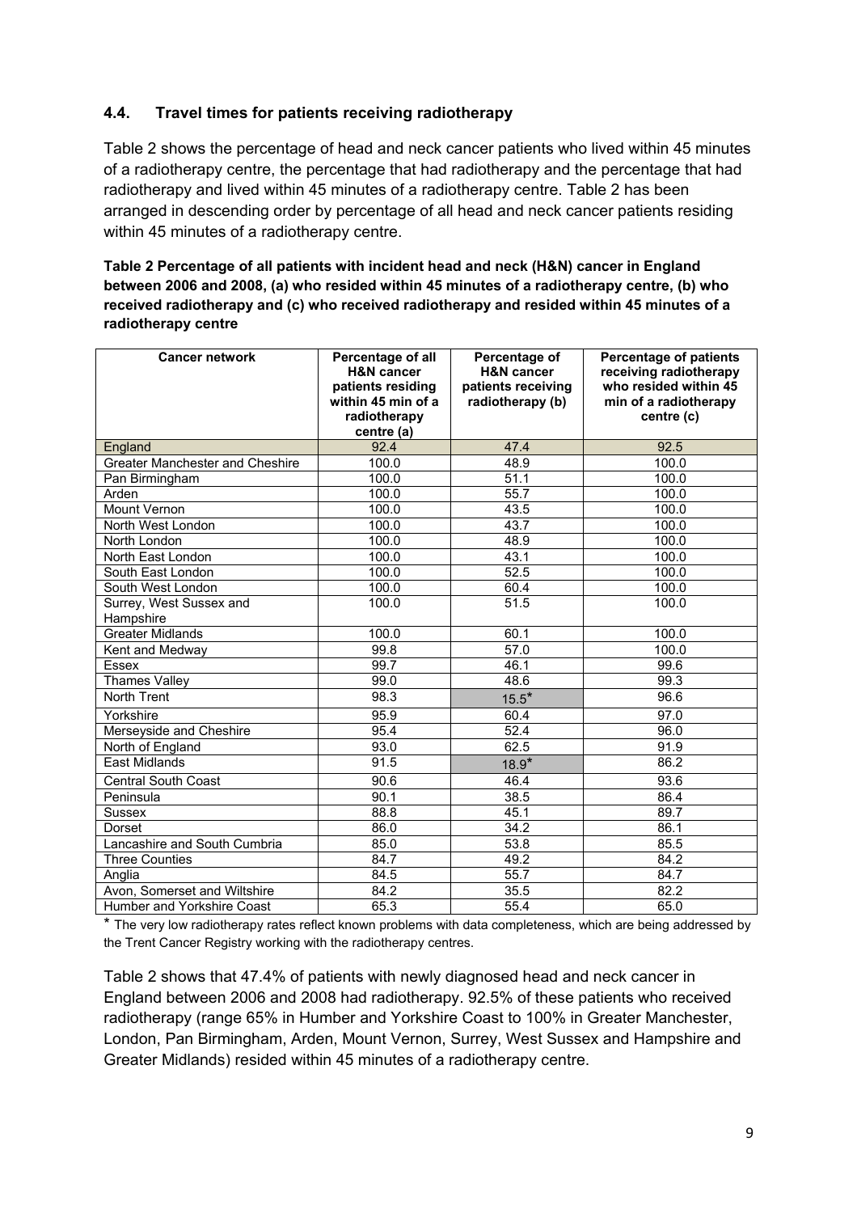### 4.4. Travel times for patients receiving radiotherapy

Table 2 shows the percentage of head and neck cancer patients who lived within 45 minutes of a radiotherapy centre, the percentage that had radiotherapy and the percentage that had radiotherapy and lived within 45 minutes of a radiotherapy centre. Table 2 has been arranged in descending order by percentage of all head and neck cancer patients residing within 45 minutes of a radiotherapy centre.

**Table 2 Percentage of all patients with incident head and neck (H&N) cancer in England between 2006 and 2008, (a) who resided within 45 minutes of a radiotherapy centre, (b) who received radiotherapy and (c) who received radiotherapy and resided within 45 minutes of a radiotherapy centre**

| Cancer network | Percentage of all H&N cancer patients residing within 45 min of a radiotherapy centre (a) | Percentage of H&N cancer patients receiving radiotherapy (b) | Percentage of patients receiving radiotherapy who resided within 45 min of a radiotherapy centre (c) |
|---|---|---|---|
| England | 92.4 | 47.4 | 92.5 |
| Greater Manchester and Cheshire | 100.0 | 48.9 | 100.0 |
| Pan Birmingham | 100.0 | 51.1 | 100.0 |
| Arden | 100.0 | 55.7 | 100.0 |
| Mount Vernon | 100.0 | 43.5 | 100.0 |
| North West London | 100.0 | 43.7 | 100.0 |
| North London | 100.0 | 48.9 | 100.0 |
| North East London | 100.0 | 43.1 | 100.0 |
| South East London | 100.0 | 52.5 | 100.0 |
| South West London | 100.0 | 60.4 | 100.0 |
| Surrey, West Sussex and Hampshire | 100.0 | 51.5 | 100.0 |
| Greater Midlands | 100.0 | 60.1 | 100.0 |
| Kent and Medway | 99.8 | 57.0 | 100.0 |
| Essex | 99.7 | 46.1 | 99.6 |
| Thames Valley | 99.0 | 48.6 | 99.3 |
| North Trent | 98.3 | 15.5* | 96.6 |
| Yorkshire | 95.9 | 60.4 | 97.0 |
| Merseyside and Cheshire | 95.4 | 52.4 | 96.0 |
| North of England | 93.0 | 62.5 | 91.9 |
| East Midlands | 91.5 | 18.9* | 86.2 |
| Central South Coast | 90.6 | 46.4 | 93.6 |
| Peninsula | 90.1 | 38.5 | 86.4 |
| Sussex | 88.8 | 45.1 | 89.7 |
| Dorset | 86.0 | 34.2 | 86.1 |
| Lancashire and South Cumbria | 85.0 | 53.8 | 85.5 |
| Three Counties | 84.7 | 49.2 | 84.2 |
| Anglia | 84.5 | 55.7 | 84.7 |
| Avon, Somerset and Wiltshire | 84.2 | 35.5 | 82.2 |
| Humber and Yorkshire Coast | 65.3 | 55.4 | 65.0 |

* The very low radiotherapy rates reflect known problems with data completeness, which are being addressed by the Trent Cancer Registry working with the radiotherapy centres.

Table 2 shows that 47.4% of patients with newly diagnosed head and neck cancer in England between 2006 and 2008 had radiotherapy. 92.5% of these patients who received radiotherapy (range 65% in Humber and Yorkshire Coast to 100% in Greater Manchester, London, Pan Birmingham, Arden, Mount Vernon, Surrey, West Sussex and Hampshire and Greater Midlands) resided within 45 minutes of a radiotherapy centre.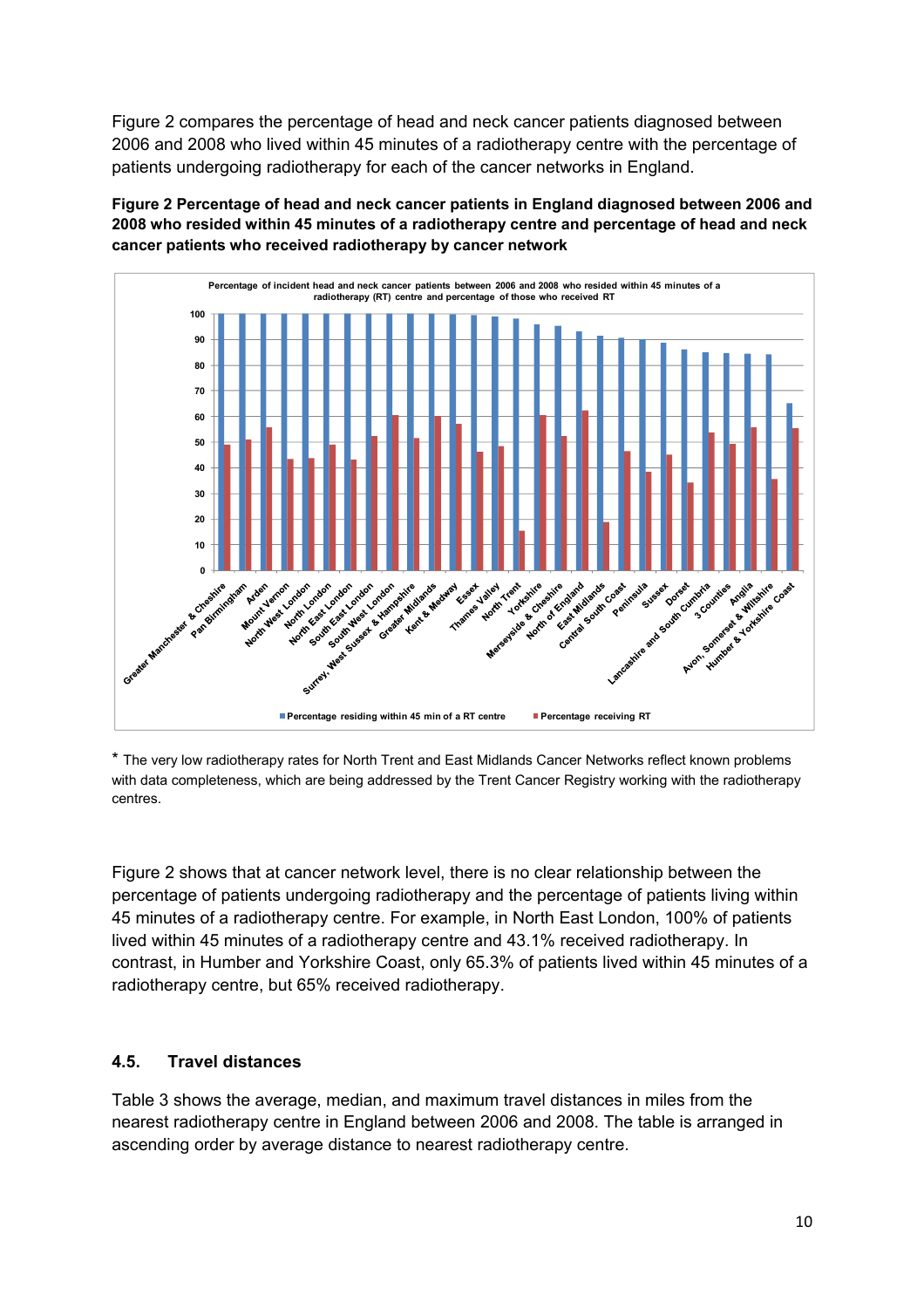Figure 2 compares the percentage of head and neck cancer patients diagnosed between 2006 and 2008 who lived within 45 minutes of a radiotherapy centre with the percentage of patients undergoing radiotherapy for each of the cancer networks in England.

**Figure 2 Percentage of head and neck cancer patients in England diagnosed between 2006 and 2008 who resided within 45 minutes of a radiotherapy centre and percentage of head and neck cancer patients who received radiotherapy by cancer network**

\* The very low radiotherapy rates for North Trent and East Midlands Cancer Networks reflect known problems with data completeness, which are being addressed by the Trent Cancer Registry working with the radiotherapy centres.

Figure 2 shows that at cancer network level, there is no clear relationship between the percentage of patients undergoing radiotherapy and the percentage of patients living within 45 minutes of a radiotherapy centre. For example, in North East London, 100% of patients lived within 45 minutes of a radiotherapy centre and 43.1% received radiotherapy. In contrast, in Humber and Yorkshire Coast, only 65.3% of patients lived within 45 minutes of a radiotherapy centre, but 65% received radiotherapy.

## 4.5. Travel distances

Table 3 shows the average, median, and maximum travel distances in miles from the nearest radiotherapy centre in England between 2006 and 2008. The table is arranged in ascending order by average distance to nearest radiotherapy centre.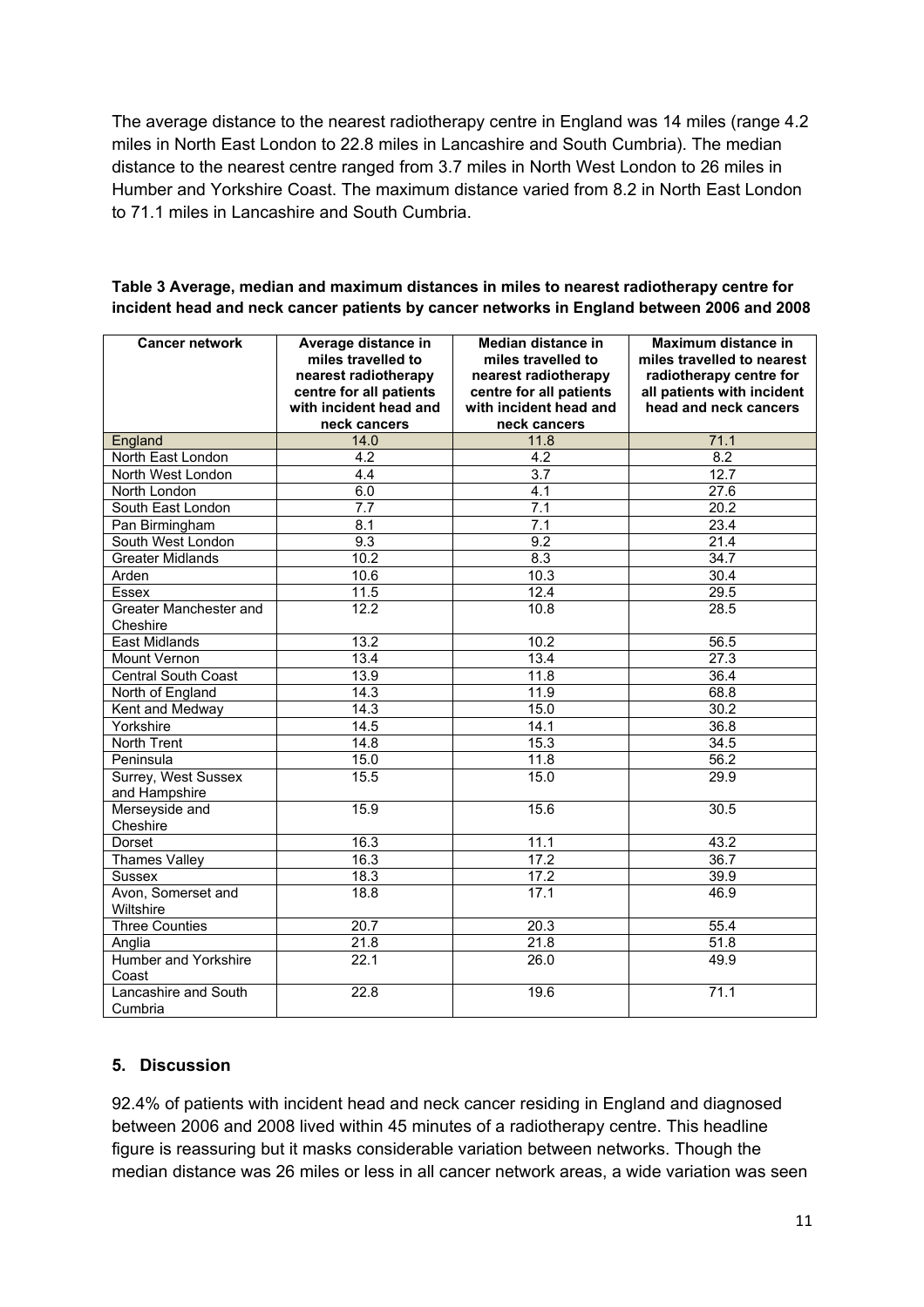The average distance to the nearest radiotherapy centre in England was 14 miles (range 4.2 miles in North East London to 22.8 miles in Lancashire and South Cumbria). The median distance to the nearest centre ranged from 3.7 miles in North West London to 26 miles in Humber and Yorkshire Coast. The maximum distance varied from 8.2 in North East London to 71.1 miles in Lancashire and South Cumbria.

**Table 3 Average, median and maximum distances in miles to nearest radiotherapy centre for incident head and neck cancer patients by cancer networks in England between 2006 and 2008**

| Cancer network | Average distance in miles travelled to nearest radiotherapy centre for all patients with incident head and neck cancers | Median distance in miles travelled to nearest radiotherapy centre for all patients with incident head and neck cancers | Maximum distance in miles travelled to nearest radiotherapy centre for all patients with incident head and neck cancers |
|---|---|---|---|
| England | 14.0 | 11.8 | 71.1 |
| North East London | 4.2 | 4.2 | 8.2 |
| North West London | 4.4 | 3.7 | 12.7 |
| North London | 6.0 | 4.1 | 27.6 |
| South East London | 7.7 | 7.1 | 20.2 |
| Pan Birmingham | 8.1 | 7.1 | 23.4 |
| South West London | 9.3 | 9.2 | 21.4 |
| Greater Midlands | 10.2 | 8.3 | 34.7 |
| Arden | 10.6 | 10.3 | 30.4 |
| Essex | 11.5 | 12.4 | 29.5 |
| Greater Manchester and Cheshire | 12.2 | 10.8 | 28.5 |
| East Midlands | 13.2 | 10.2 | 56.5 |
| Mount Vernon | 13.4 | 13.4 | 27.3 |
| Central South Coast | 13.9 | 11.8 | 36.4 |
| North of England | 14.3 | 11.9 | 68.8 |
| Kent and Medway | 14.3 | 15.0 | 30.2 |
| Yorkshire | 14.5 | 14.1 | 36.8 |
| North Trent | 14.8 | 15.3 | 34.5 |
| Peninsula | 15.0 | 11.8 | 56.2 |
| Surrey, West Sussex and Hampshire | 15.5 | 15.0 | 29.9 |
| Merseyside and Cheshire | 15.9 | 15.6 | 30.5 |
| Dorset | 16.3 | 11.1 | 43.2 |
| Thames Valley | 16.3 | 17.2 | 36.7 |
| Sussex | 18.3 | 17.2 | 39.9 |
| Avon, Somerset and Wiltshire | 18.8 | 17.1 | 46.9 |
| Three Counties | 20.7 | 20.3 | 55.4 |
| Anglia | 21.8 | 21.8 | 51.8 |
| Humber and Yorkshire Coast | 22.1 | 26.0 | 49.9 |
| Lancashire and South Cumbria | 22.8 | 19.6 | 71.1 |

## 5. Discussion

92.4% of patients with incident head and neck cancer residing in England and diagnosed between 2006 and 2008 lived within 45 minutes of a radiotherapy centre. This headline figure is reassuring but it masks considerable variation between networks. Though the median distance was 26 miles or less in all cancer network areas, a wide variation was seen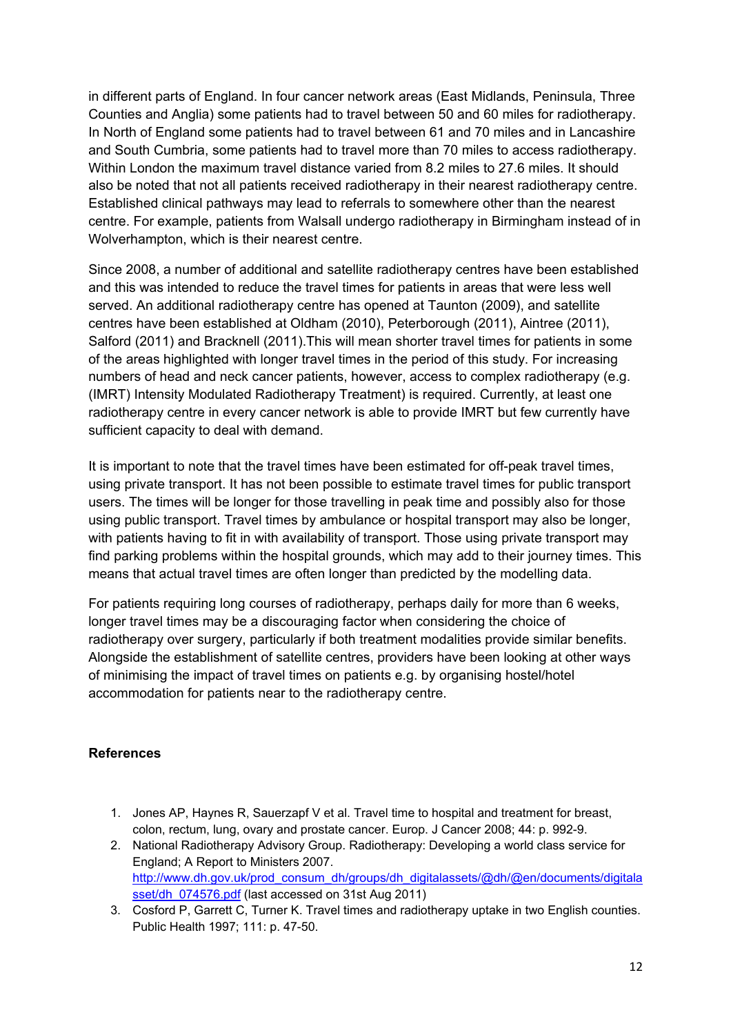in different parts of England. In four cancer network areas (East Midlands, Peninsula, Three Counties and Anglia) some patients had to travel between 50 and 60 miles for radiotherapy. In North of England some patients had to travel between 61 and 70 miles and in Lancashire and South Cumbria, some patients had to travel more than 70 miles to access radiotherapy. Within London the maximum travel distance varied from 8.2 miles to 27.6 miles. It should also be noted that not all patients received radiotherapy in their nearest radiotherapy centre. Established clinical pathways may lead to referrals to somewhere other than the nearest centre. For example, patients from Walsall undergo radiotherapy in Birmingham instead of in Wolverhampton, which is their nearest centre.

Since 2008, a number of additional and satellite radiotherapy centres have been established and this was intended to reduce the travel times for patients in areas that were less well served. An additional radiotherapy centre has opened at Taunton (2009), and satellite centres have been established at Oldham (2010), Peterborough (2011), Aintree (2011), Salford (2011) and Bracknell (2011).This will mean shorter travel times for patients in some of the areas highlighted with longer travel times in the period of this study. For increasing numbers of head and neck cancer patients, however, access to complex radiotherapy (e.g. (IMRT) Intensity Modulated Radiotherapy Treatment) is required. Currently, at least one radiotherapy centre in every cancer network is able to provide IMRT but few currently have sufficient capacity to deal with demand.

It is important to note that the travel times have been estimated for off-peak travel times, using private transport. It has not been possible to estimate travel times for public transport users. The times will be longer for those travelling in peak time and possibly also for those using public transport. Travel times by ambulance or hospital transport may also be longer, with patients having to fit in with availability of transport. Those using private transport may find parking problems within the hospital grounds, which may add to their journey times. This means that actual travel times are often longer than predicted by the modelling data.

For patients requiring long courses of radiotherapy, perhaps daily for more than 6 weeks, longer travel times may be a discouraging factor when considering the choice of radiotherapy over surgery, particularly if both treatment modalities provide similar benefits. Alongside the establishment of satellite centres, providers have been looking at other ways of minimising the impact of travel times on patients e.g. by organising hostel/hotel accommodation for patients near to the radiotherapy centre.

### References

1. Jones AP, Haynes R, Sauerzapf V et al. Travel time to hospital and treatment for breast, colon, rectum, lung, ovary and prostate cancer. Europ. J Cancer 2008; 44: p. 992-9.
2. National Radiotherapy Advisory Group. Radiotherapy: Developing a world class service for England; A Report to Ministers 2007. http://www.dh.gov.uk/prod_consum_dh/groups/dh_digitalassets/@dh/@en/documents/digitalasset/dh_074576.pdf (last accessed on 31st Aug 2011)
3. Cosford P, Garrett C, Turner K. Travel times and radiotherapy uptake in two English counties. Public Health 1997; 111: p. 47-50.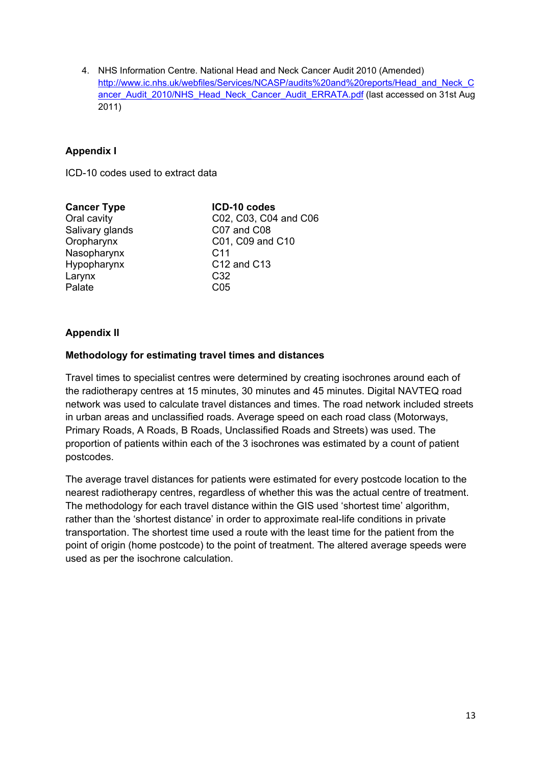4. NHS Information Centre. National Head and Neck Cancer Audit 2010 (Amended) http://www.ic.nhs.uk/webfiles/Services/NCASP/audits%20and%20reports/Head_and_Neck_Cancer_Audit_2010/NHS_Head_Neck_Cancer_Audit_ERRATA.pdf (last accessed on 31st Aug 2011)

## Appendix I

ICD-10 codes used to extract data

| Cancer Type | ICD-10 codes |
|---|---|
| Oral cavity | C02, C03, C04 and C06 |
| Salivary glands | C07 and C08 |
| Oropharynx | C01, C09 and C10 |
| Nasopharynx | C11 |
| Hypopharynx | C12 and C13 |
| Larynx | C32 |
| Palate | C05 |

## Appendix II

### Methodology for estimating travel times and distances

Travel times to specialist centres were determined by creating isochrones around each of the radiotherapy centres at 15 minutes, 30 minutes and 45 minutes. Digital NAVTEQ road network was used to calculate travel distances and times. The road network included streets in urban areas and unclassified roads. Average speed on each road class (Motorways, Primary Roads, A Roads, B Roads, Unclassified Roads and Streets) was used. The proportion of patients within each of the 3 isochrones was estimated by a count of patient postcodes.

The average travel distances for patients were estimated for every postcode location to the nearest radiotherapy centres, regardless of whether this was the actual centre of treatment. The methodology for each travel distance within the GIS used 'shortest time' algorithm, rather than the 'shortest distance' in order to approximate real-life conditions in private transportation. The shortest time used a route with the least time for the patient from the point of origin (home postcode) to the point of treatment. The altered average speeds were used as per the isochrone calculation.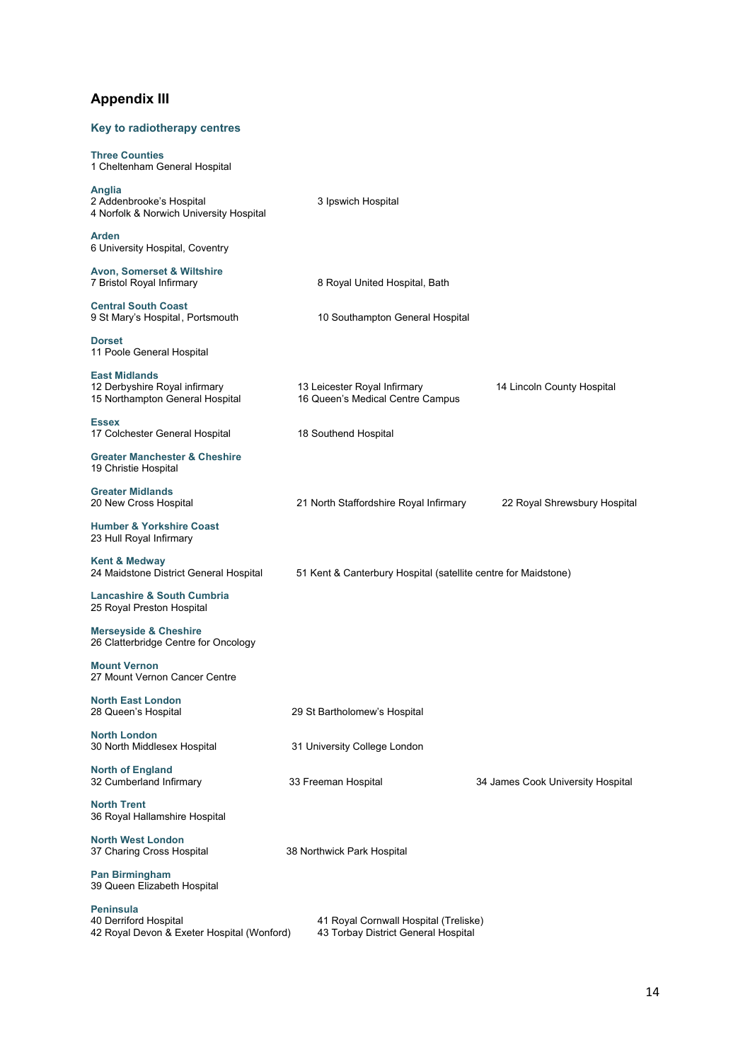## Appendix III

### Key to radiotherapy centres

**Three Counties**
1 Cheltenham General Hospital

**Anglia**
2 Addenbrooke's Hospital
3 Ipswich Hospital
4 Norfolk & Norwich University Hospital

**Arden**
6 University Hospital, Coventry

**Avon, Somerset & Wiltshire**
7 Bristol Royal Infirmary
8 Royal United Hospital, Bath

**Central South Coast**
9 St Mary's Hospital , Portsmouth
10 Southampton General Hospital

**Dorset**
11 Poole General Hospital

**East Midlands**
12 Derbyshire Royal infirmary
13 Leicester Royal Infirmary
14 Lincoln County Hospital
15 Northampton General Hospital
16 Queen's Medical Centre Campus

**Essex**
17 Colchester General Hospital
18 Southend Hospital

**Greater Manchester & Cheshire**
19 Christie Hospital

**Greater Midlands**
20 New Cross Hospital
21 North Staffordshire Royal Infirmary
22 Royal Shrewsbury Hospital

**Humber & Yorkshire Coast**
23 Hull Royal Infirmary

**Kent & Medway**
24 Maidstone District General Hospital
51 Kent & Canterbury Hospital (satellite centre for Maidstone)

**Lancashire & South Cumbria**
25 Royal Preston Hospital

**Merseyside & Cheshire**
26 Clatterbridge Centre for Oncology

**Mount Vernon**
27 Mount Vernon Cancer Centre

**North East London**
28 Queen's Hospital
29 St Bartholomew's Hospital

**North London**
30 North Middlesex Hospital
31 University College London

**North of England**
32 Cumberland Infirmary
33 Freeman Hospital
34 James Cook University Hospital

**North Trent**
36 Royal Hallamshire Hospital

**North West London**
37 Charing Cross Hospital
38 Northwick Park Hospital

**Pan Birmingham**
39 Queen Elizabeth Hospital

**Peninsula**
40 Derriford Hospital
41 Royal Cornwall Hospital (Treliske)
42 Royal Devon & Exeter Hospital (Wonford)
43 Torbay District General Hospital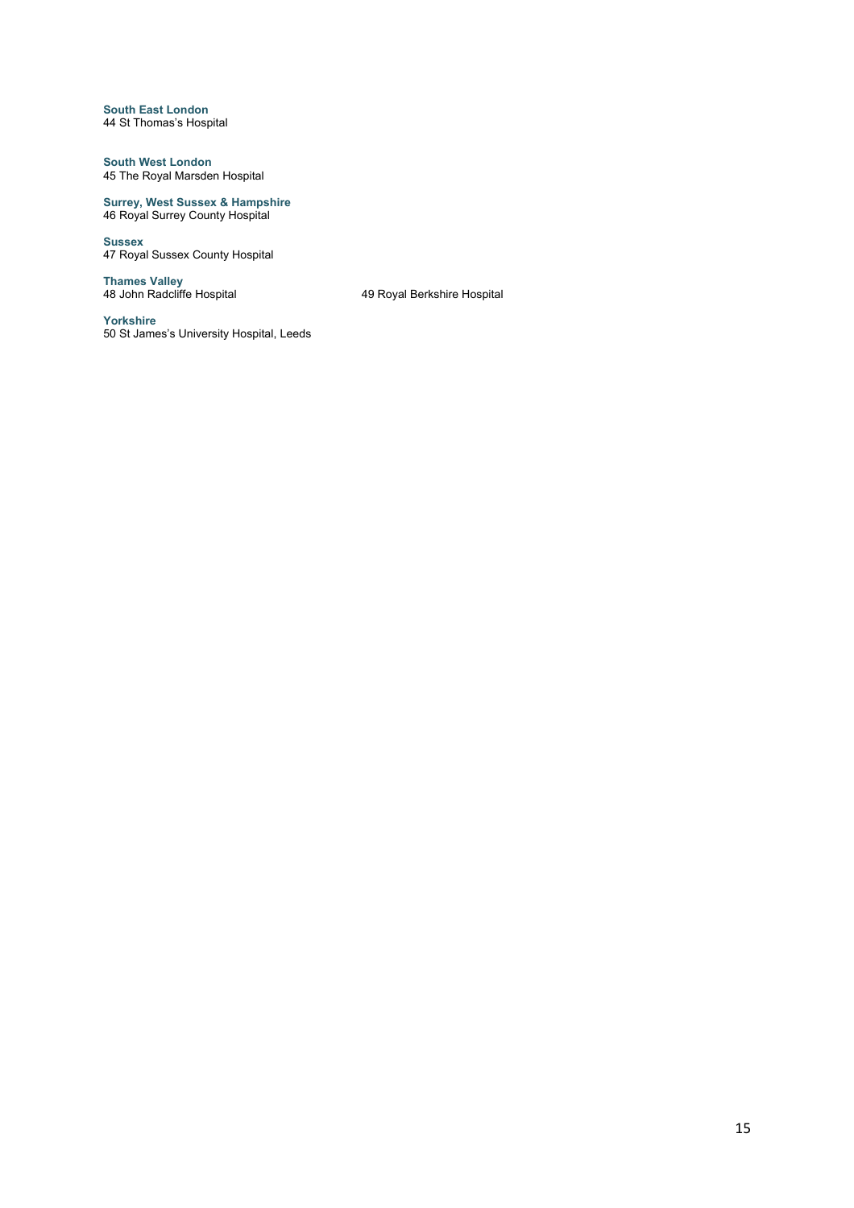**South East London**
44 St Thomas's Hospital

**South West London**
45 The Royal Marsden Hospital

**Surrey, West Sussex & Hampshire**
46 Royal Surrey County Hospital

**Sussex**
47 Royal Sussex County Hospital

**Thames Valley**
48 John Radcliffe Hospital
49 Royal Berkshire Hospital

**Yorkshire**
50 St James's University Hospital, Leeds